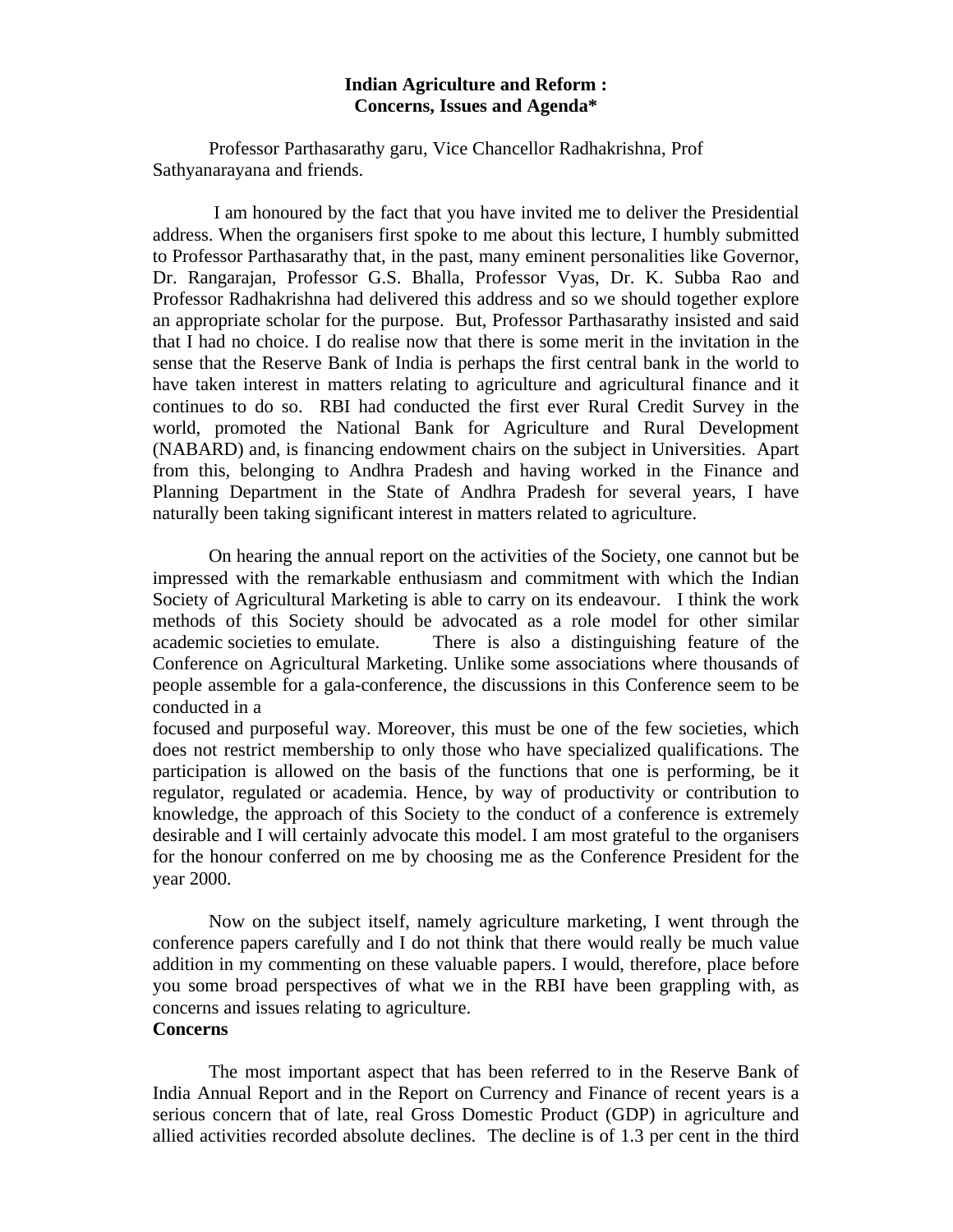# Indian Agriculture and Reform : Concerns, Issues and Agenda*

Professor Parthasarathy garu, Vice Chancellor Radhakrishna, Prof Sathyanarayana and friends.

I am honoured by the fact that you have invited me to deliver the Presidential address. When the organisers first spoke to me about this lecture, I humbly submitted to Professor Parthasarathy that, in the past, many eminent personalities like Governor, Dr. Rangarajan, Professor G.S. Bhalla, Professor Vyas, Dr. K. Subba Rao and Professor Radhakrishna had delivered this address and so we should together explore an appropriate scholar for the purpose. But, Professor Parthasarathy insisted and said that I had no choice. I do realise now that there is some merit in the invitation in the sense that the Reserve Bank of India is perhaps the first central bank in the world to have taken interest in matters relating to agriculture and agricultural finance and it continues to do so. RBI had conducted the first ever Rural Credit Survey in the world, promoted the National Bank for Agriculture and Rural Development (NABARD) and, is financing endowment chairs on the subject in Universities. Apart from this, belonging to Andhra Pradesh and having worked in the Finance and Planning Department in the State of Andhra Pradesh for several years, I have naturally been taking significant interest in matters related to agriculture.

On hearing the annual report on the activities of the Society, one cannot but be impressed with the remarkable enthusiasm and commitment with which the Indian Society of Agricultural Marketing is able to carry on its endeavour. I think the work methods of this Society should be advocated as a role model for other similar academic societies to emulate. There is also a distinguishing feature of the Conference on Agricultural Marketing. Unlike some associations where thousands of people assemble for a gala-conference, the discussions in this Conference seem to be conducted in a focused and purposeful way. Moreover, this must be one of the few societies, which does not restrict membership to only those who have specialized qualifications. The participation is allowed on the basis of the functions that one is performing, be it regulator, regulated or academia. Hence, by way of productivity or contribution to knowledge, the approach of this Society to the conduct of a conference is extremely desirable and I will certainly advocate this model. I am most grateful to the organisers for the honour conferred on me by choosing me as the Conference President for the year 2000.

Now on the subject itself, namely agriculture marketing, I went through the conference papers carefully and I do not think that there would really be much value addition in my commenting on these valuable papers. I would, therefore, place before you some broad perspectives of what we in the RBI have been grappling with, as concerns and issues relating to agriculture.

## Concerns

The most important aspect that has been referred to in the Reserve Bank of India Annual Report and in the Report on Currency and Finance of recent years is a serious concern that of late, real Gross Domestic Product (GDP) in agriculture and allied activities recorded absolute declines. The decline is of 1.3 per cent in the third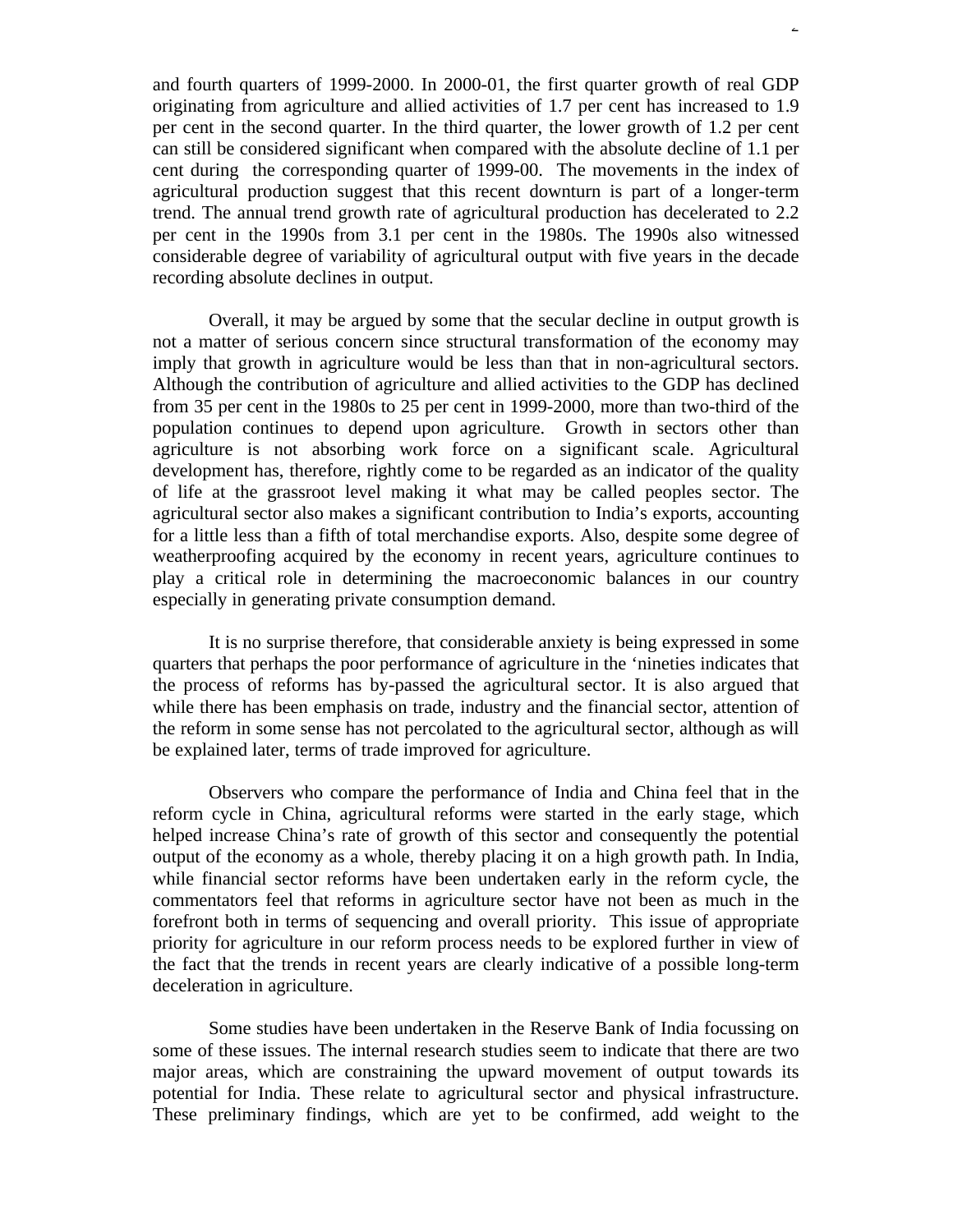and fourth quarters of 1999-2000. In 2000-01, the first quarter growth of real GDP originating from agriculture and allied activities of 1.7 per cent has increased to 1.9 per cent in the second quarter. In the third quarter, the lower growth of 1.2 per cent can still be considered significant when compared with the absolute decline of 1.1 per cent during the corresponding quarter of 1999-00. The movements in the index of agricultural production suggest that this recent downturn is part of a longer-term trend. The annual trend growth rate of agricultural production has decelerated to 2.2 per cent in the 1990s from 3.1 per cent in the 1980s. The 1990s also witnessed considerable degree of variability of agricultural output with five years in the decade recording absolute declines in output.

Overall, it may be argued by some that the secular decline in output growth is not a matter of serious concern since structural transformation of the economy may imply that growth in agriculture would be less than that in non-agricultural sectors. Although the contribution of agriculture and allied activities to the GDP has declined from 35 per cent in the 1980s to 25 per cent in 1999-2000, more than two-third of the population continues to depend upon agriculture. Growth in sectors other than agriculture is not absorbing work force on a significant scale. Agricultural development has, therefore, rightly come to be regarded as an indicator of the quality of life at the grassroot level making it what may be called peoples sector. The agricultural sector also makes a significant contribution to India's exports, accounting for a little less than a fifth of total merchandise exports. Also, despite some degree of weatherproofing acquired by the economy in recent years, agriculture continues to play a critical role in determining the macroeconomic balances in our country especially in generating private consumption demand.

It is no surprise therefore, that considerable anxiety is being expressed in some quarters that perhaps the poor performance of agriculture in the 'nineties indicates that the process of reforms has by-passed the agricultural sector. It is also argued that while there has been emphasis on trade, industry and the financial sector, attention of the reform in some sense has not percolated to the agricultural sector, although as will be explained later, terms of trade improved for agriculture.

Observers who compare the performance of India and China feel that in the reform cycle in China, agricultural reforms were started in the early stage, which helped increase China's rate of growth of this sector and consequently the potential output of the economy as a whole, thereby placing it on a high growth path. In India, while financial sector reforms have been undertaken early in the reform cycle, the commentators feel that reforms in agriculture sector have not been as much in the forefront both in terms of sequencing and overall priority. This issue of appropriate priority for agriculture in our reform process needs to be explored further in view of the fact that the trends in recent years are clearly indicative of a possible long-term deceleration in agriculture.

Some studies have been undertaken in the Reserve Bank of India focussing on some of these issues. The internal research studies seem to indicate that there are two major areas, which are constraining the upward movement of output towards its potential for India. These relate to agricultural sector and physical infrastructure. These preliminary findings, which are yet to be confirmed, add weight to the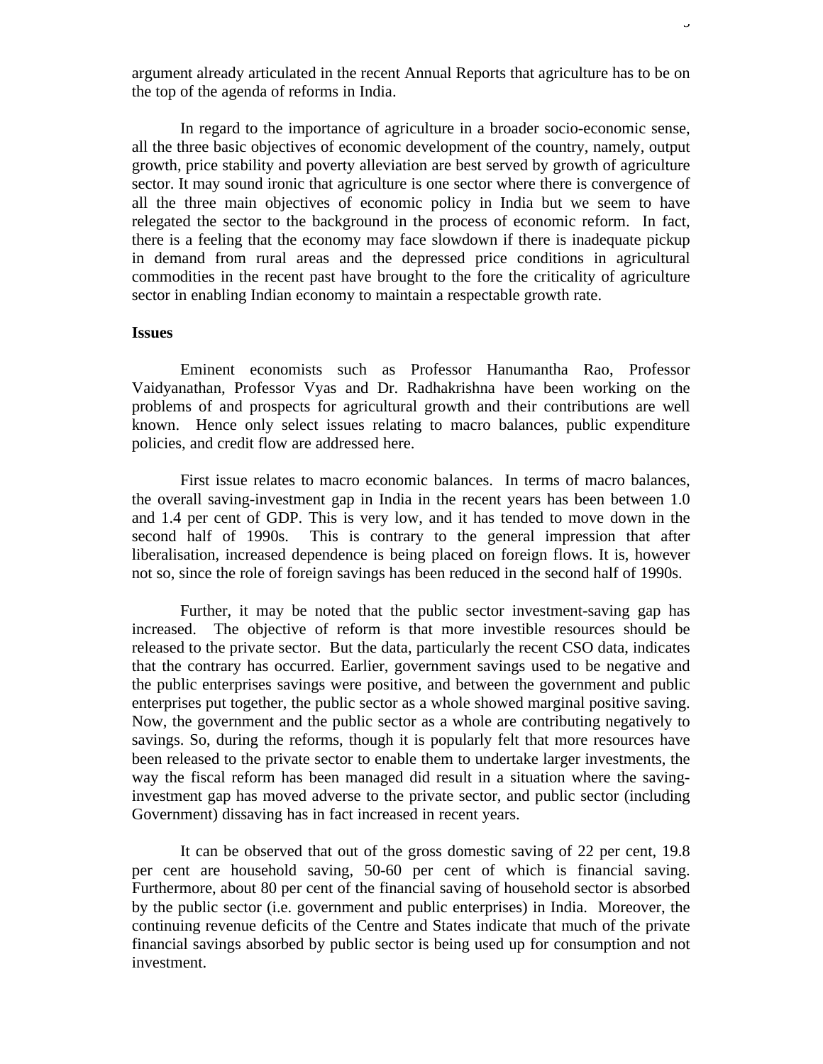argument already articulated in the recent Annual Reports that agriculture has to be on the top of the agenda of reforms in India.

In regard to the importance of agriculture in a broader socio-economic sense, all the three basic objectives of economic development of the country, namely, output growth, price stability and poverty alleviation are best served by growth of agriculture sector. It may sound ironic that agriculture is one sector where there is convergence of all the three main objectives of economic policy in India but we seem to have relegated the sector to the background in the process of economic reform. In fact, there is a feeling that the economy may face slowdown if there is inadequate pickup in demand from rural areas and the depressed price conditions in agricultural commodities in the recent past have brought to the fore the criticality of agriculture sector in enabling Indian economy to maintain a respectable growth rate.

**Issues**

Eminent economists such as Professor Hanumantha Rao, Professor Vaidyanathan, Professor Vyas and Dr. Radhakrishna have been working on the problems of and prospects for agricultural growth and their contributions are well known. Hence only select issues relating to macro balances, public expenditure policies, and credit flow are addressed here.

First issue relates to macro economic balances. In terms of macro balances, the overall saving-investment gap in India in the recent years has been between 1.0 and 1.4 per cent of GDP. This is very low, and it has tended to move down in the second half of 1990s. This is contrary to the general impression that after liberalisation, increased dependence is being placed on foreign flows. It is, however not so, since the role of foreign savings has been reduced in the second half of 1990s.

Further, it may be noted that the public sector investment-saving gap has increased. The objective of reform is that more investible resources should be released to the private sector. But the data, particularly the recent CSO data, indicates that the contrary has occurred. Earlier, government savings used to be negative and the public enterprises savings were positive, and between the government and public enterprises put together, the public sector as a whole showed marginal positive saving. Now, the government and the public sector as a whole are contributing negatively to savings. So, during the reforms, though it is popularly felt that more resources have been released to the private sector to enable them to undertake larger investments, the way the fiscal reform has been managed did result in a situation where the saving-investment gap has moved adverse to the private sector, and public sector (including Government) dissaving has in fact increased in recent years.

It can be observed that out of the gross domestic saving of 22 per cent, 19.8 per cent are household saving, 50-60 per cent of which is financial saving. Furthermore, about 80 per cent of the financial saving of household sector is absorbed by the public sector (i.e. government and public enterprises) in India. Moreover, the continuing revenue deficits of the Centre and States indicate that much of the private financial savings absorbed by public sector is being used up for consumption and not investment.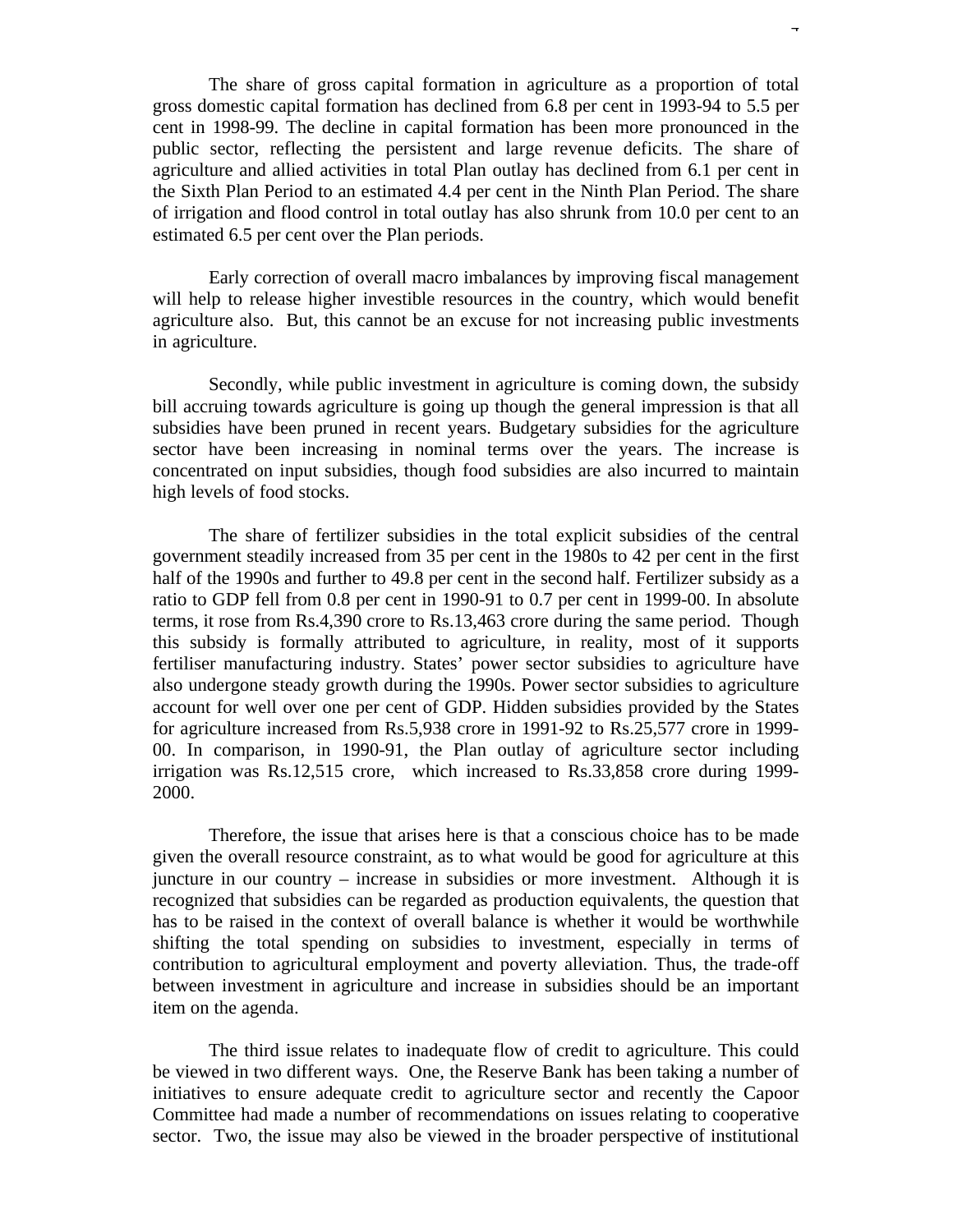The share of gross capital formation in agriculture as a proportion of total gross domestic capital formation has declined from 6.8 per cent in 1993-94 to 5.5 per cent in 1998-99. The decline in capital formation has been more pronounced in the public sector, reflecting the persistent and large revenue deficits. The share of agriculture and allied activities in total Plan outlay has declined from 6.1 per cent in the Sixth Plan Period to an estimated 4.4 per cent in the Ninth Plan Period. The share of irrigation and flood control in total outlay has also shrunk from 10.0 per cent to an estimated 6.5 per cent over the Plan periods.

Early correction of overall macro imbalances by improving fiscal management will help to release higher investible resources in the country, which would benefit agriculture also. But, this cannot be an excuse for not increasing public investments in agriculture.

Secondly, while public investment in agriculture is coming down, the subsidy bill accruing towards agriculture is going up though the general impression is that all subsidies have been pruned in recent years. Budgetary subsidies for the agriculture sector have been increasing in nominal terms over the years. The increase is concentrated on input subsidies, though food subsidies are also incurred to maintain high levels of food stocks.

The share of fertilizer subsidies in the total explicit subsidies of the central government steadily increased from 35 per cent in the 1980s to 42 per cent in the first half of the 1990s and further to 49.8 per cent in the second half. Fertilizer subsidy as a ratio to GDP fell from 0.8 per cent in 1990-91 to 0.7 per cent in 1999-00. In absolute terms, it rose from Rs.4,390 crore to Rs.13,463 crore during the same period. Though this subsidy is formally attributed to agriculture, in reality, most of it supports fertiliser manufacturing industry. States' power sector subsidies to agriculture have also undergone steady growth during the 1990s. Power sector subsidies to agriculture account for well over one per cent of GDP. Hidden subsidies provided by the States for agriculture increased from Rs.5,938 crore in 1991-92 to Rs.25,577 crore in 1999-00. In comparison, in 1990-91, the Plan outlay of agriculture sector including irrigation was Rs.12,515 crore, which increased to Rs.33,858 crore during 1999-2000.

Therefore, the issue that arises here is that a conscious choice has to be made given the overall resource constraint, as to what would be good for agriculture at this juncture in our country – increase in subsidies or more investment. Although it is recognized that subsidies can be regarded as production equivalents, the question that has to be raised in the context of overall balance is whether it would be worthwhile shifting the total spending on subsidies to investment, especially in terms of contribution to agricultural employment and poverty alleviation. Thus, the trade-off between investment in agriculture and increase in subsidies should be an important item on the agenda.

The third issue relates to inadequate flow of credit to agriculture. This could be viewed in two different ways. One, the Reserve Bank has been taking a number of initiatives to ensure adequate credit to agriculture sector and recently the Capoor Committee had made a number of recommendations on issues relating to cooperative sector. Two, the issue may also be viewed in the broader perspective of institutional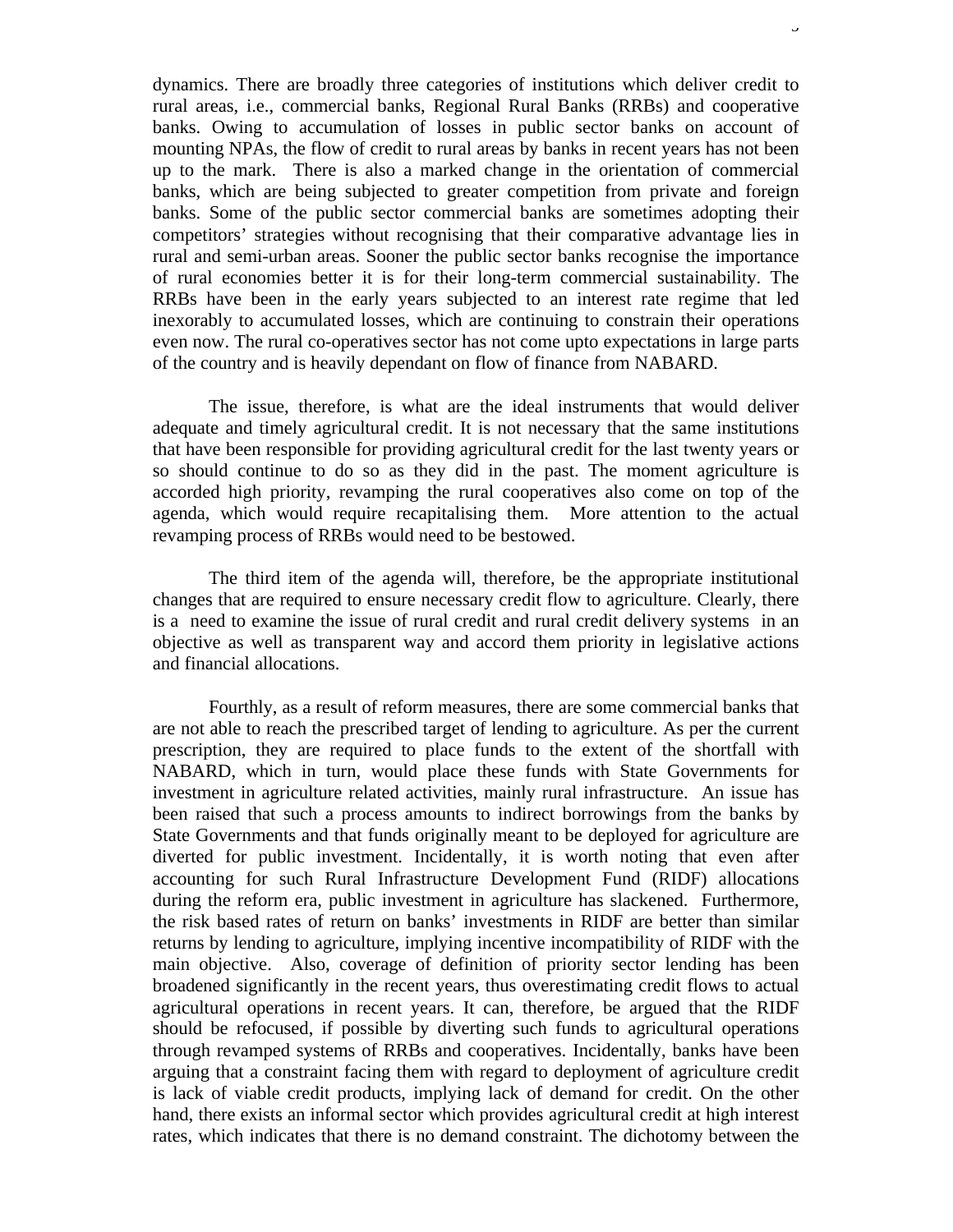dynamics. There are broadly three categories of institutions which deliver credit to rural areas, i.e., commercial banks, Regional Rural Banks (RRBs) and cooperative banks. Owing to accumulation of losses in public sector banks on account of mounting NPAs, the flow of credit to rural areas by banks in recent years has not been up to the mark. There is also a marked change in the orientation of commercial banks, which are being subjected to greater competition from private and foreign banks. Some of the public sector commercial banks are sometimes adopting their competitors' strategies without recognising that their comparative advantage lies in rural and semi-urban areas. Sooner the public sector banks recognise the importance of rural economies better it is for their long-term commercial sustainability. The RRBs have been in the early years subjected to an interest rate regime that led inexorably to accumulated losses, which are continuing to constrain their operations even now. The rural co-operatives sector has not come upto expectations in large parts of the country and is heavily dependant on flow of finance from NABARD.

The issue, therefore, is what are the ideal instruments that would deliver adequate and timely agricultural credit. It is not necessary that the same institutions that have been responsible for providing agricultural credit for the last twenty years or so should continue to do so as they did in the past. The moment agriculture is accorded high priority, revamping the rural cooperatives also come on top of the agenda, which would require recapitalising them. More attention to the actual revamping process of RRBs would need to be bestowed.

The third item of the agenda will, therefore, be the appropriate institutional changes that are required to ensure necessary credit flow to agriculture. Clearly, there is a need to examine the issue of rural credit and rural credit delivery systems in an objective as well as transparent way and accord them priority in legislative actions and financial allocations.

Fourthly, as a result of reform measures, there are some commercial banks that are not able to reach the prescribed target of lending to agriculture. As per the current prescription, they are required to place funds to the extent of the shortfall with NABARD, which in turn, would place these funds with State Governments for investment in agriculture related activities, mainly rural infrastructure. An issue has been raised that such a process amounts to indirect borrowings from the banks by State Governments and that funds originally meant to be deployed for agriculture are diverted for public investment. Incidentally, it is worth noting that even after accounting for such Rural Infrastructure Development Fund (RIDF) allocations during the reform era, public investment in agriculture has slackened. Furthermore, the risk based rates of return on banks' investments in RIDF are better than similar returns by lending to agriculture, implying incentive incompatibility of RIDF with the main objective. Also, coverage of definition of priority sector lending has been broadened significantly in the recent years, thus overestimating credit flows to actual agricultural operations in recent years. It can, therefore, be argued that the RIDF should be refocused, if possible by diverting such funds to agricultural operations through revamped systems of RRBs and cooperatives. Incidentally, banks have been arguing that a constraint facing them with regard to deployment of agriculture credit is lack of viable credit products, implying lack of demand for credit. On the other hand, there exists an informal sector which provides agricultural credit at high interest rates, which indicates that there is no demand constraint. The dichotomy between the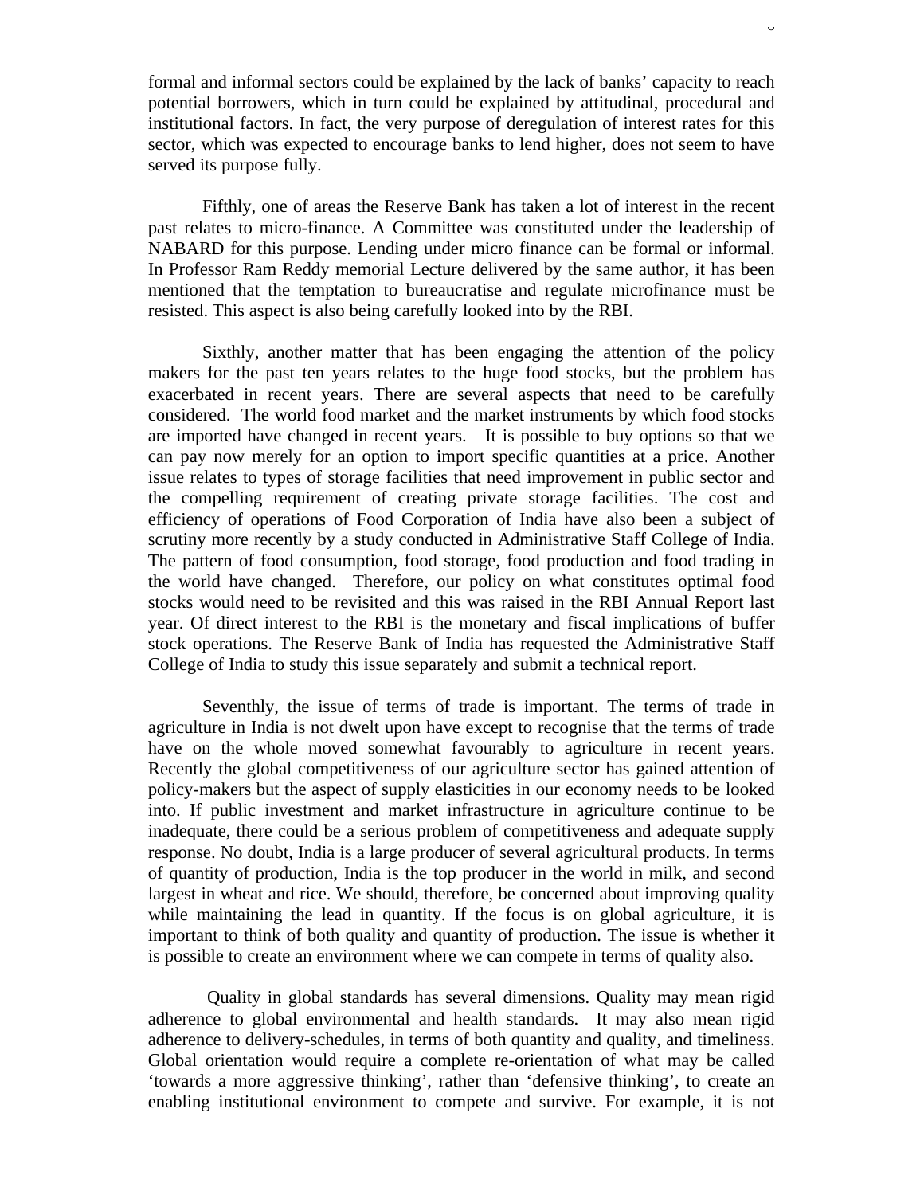formal and informal sectors could be explained by the lack of banks' capacity to reach potential borrowers, which in turn could be explained by attitudinal, procedural and institutional factors. In fact, the very purpose of deregulation of interest rates for this sector, which was expected to encourage banks to lend higher, does not seem to have served its purpose fully.

Fifthly, one of areas the Reserve Bank has taken a lot of interest in the recent past relates to micro-finance. A Committee was constituted under the leadership of NABARD for this purpose. Lending under micro finance can be formal or informal. In Professor Ram Reddy memorial Lecture delivered by the same author, it has been mentioned that the temptation to bureaucratise and regulate microfinance must be resisted. This aspect is also being carefully looked into by the RBI.

Sixthly, another matter that has been engaging the attention of the policy makers for the past ten years relates to the huge food stocks, but the problem has exacerbated in recent years. There are several aspects that need to be carefully considered. The world food market and the market instruments by which food stocks are imported have changed in recent years. It is possible to buy options so that we can pay now merely for an option to import specific quantities at a price. Another issue relates to types of storage facilities that need improvement in public sector and the compelling requirement of creating private storage facilities. The cost and efficiency of operations of Food Corporation of India have also been a subject of scrutiny more recently by a study conducted in Administrative Staff College of India. The pattern of food consumption, food storage, food production and food trading in the world have changed. Therefore, our policy on what constitutes optimal food stocks would need to be revisited and this was raised in the RBI Annual Report last year. Of direct interest to the RBI is the monetary and fiscal implications of buffer stock operations. The Reserve Bank of India has requested the Administrative Staff College of India to study this issue separately and submit a technical report.

Seventhly, the issue of terms of trade is important. The terms of trade in agriculture in India is not dwelt upon have except to recognise that the terms of trade have on the whole moved somewhat favourably to agriculture in recent years. Recently the global competitiveness of our agriculture sector has gained attention of policy-makers but the aspect of supply elasticities in our economy needs to be looked into. If public investment and market infrastructure in agriculture continue to be inadequate, there could be a serious problem of competitiveness and adequate supply response. No doubt, India is a large producer of several agricultural products. In terms of quantity of production, India is the top producer in the world in milk, and second largest in wheat and rice. We should, therefore, be concerned about improving quality while maintaining the lead in quantity. If the focus is on global agriculture, it is important to think of both quality and quantity of production. The issue is whether it is possible to create an environment where we can compete in terms of quality also.

Quality in global standards has several dimensions. Quality may mean rigid adherence to global environmental and health standards. It may also mean rigid adherence to delivery-schedules, in terms of both quantity and quality, and timeliness. Global orientation would require a complete re-orientation of what may be called 'towards a more aggressive thinking', rather than 'defensive thinking', to create an enabling institutional environment to compete and survive. For example, it is not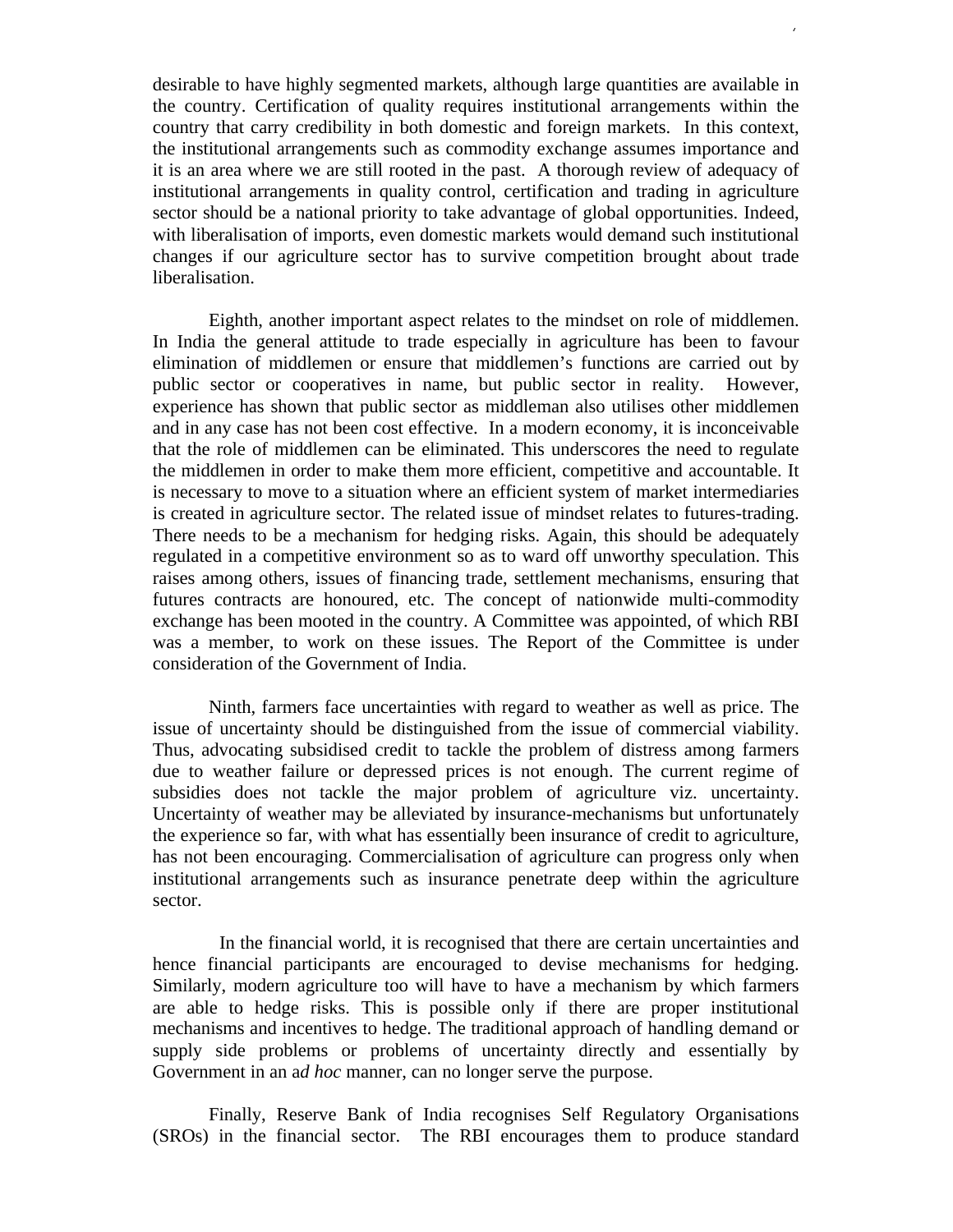desirable to have highly segmented markets, although large quantities are available in the country. Certification of quality requires institutional arrangements within the country that carry credibility in both domestic and foreign markets. In this context, the institutional arrangements such as commodity exchange assumes importance and it is an area where we are still rooted in the past. A thorough review of adequacy of institutional arrangements in quality control, certification and trading in agriculture sector should be a national priority to take advantage of global opportunities. Indeed, with liberalisation of imports, even domestic markets would demand such institutional changes if our agriculture sector has to survive competition brought about trade liberalisation.

Eighth, another important aspect relates to the mindset on role of middlemen. In India the general attitude to trade especially in agriculture has been to favour elimination of middlemen or ensure that middlemen's functions are carried out by public sector or cooperatives in name, but public sector in reality. However, experience has shown that public sector as middleman also utilises other middlemen and in any case has not been cost effective. In a modern economy, it is inconceivable that the role of middlemen can be eliminated. This underscores the need to regulate the middlemen in order to make them more efficient, competitive and accountable. It is necessary to move to a situation where an efficient system of market intermediaries is created in agriculture sector. The related issue of mindset relates to futures-trading. There needs to be a mechanism for hedging risks. Again, this should be adequately regulated in a competitive environment so as to ward off unworthy speculation. This raises among others, issues of financing trade, settlement mechanisms, ensuring that futures contracts are honoured, etc. The concept of nationwide multi-commodity exchange has been mooted in the country. A Committee was appointed, of which RBI was a member, to work on these issues. The Report of the Committee is under consideration of the Government of India.

Ninth, farmers face uncertainties with regard to weather as well as price. The issue of uncertainty should be distinguished from the issue of commercial viability. Thus, advocating subsidised credit to tackle the problem of distress among farmers due to weather failure or depressed prices is not enough. The current regime of subsidies does not tackle the major problem of agriculture viz. uncertainty. Uncertainty of weather may be alleviated by insurance-mechanisms but unfortunately the experience so far, with what has essentially been insurance of credit to agriculture, has not been encouraging. Commercialisation of agriculture can progress only when institutional arrangements such as insurance penetrate deep within the agriculture sector.

In the financial world, it is recognised that there are certain uncertainties and hence financial participants are encouraged to devise mechanisms for hedging. Similarly, modern agriculture too will have to have a mechanism by which farmers are able to hedge risks. This is possible only if there are proper institutional mechanisms and incentives to hedge. The traditional approach of handling demand or supply side problems or problems of uncertainty directly and essentially by Government in an a*d hoc* manner, can no longer serve the purpose.

Finally, Reserve Bank of India recognises Self Regulatory Organisations (SROs) in the financial sector. The RBI encourages them to produce standard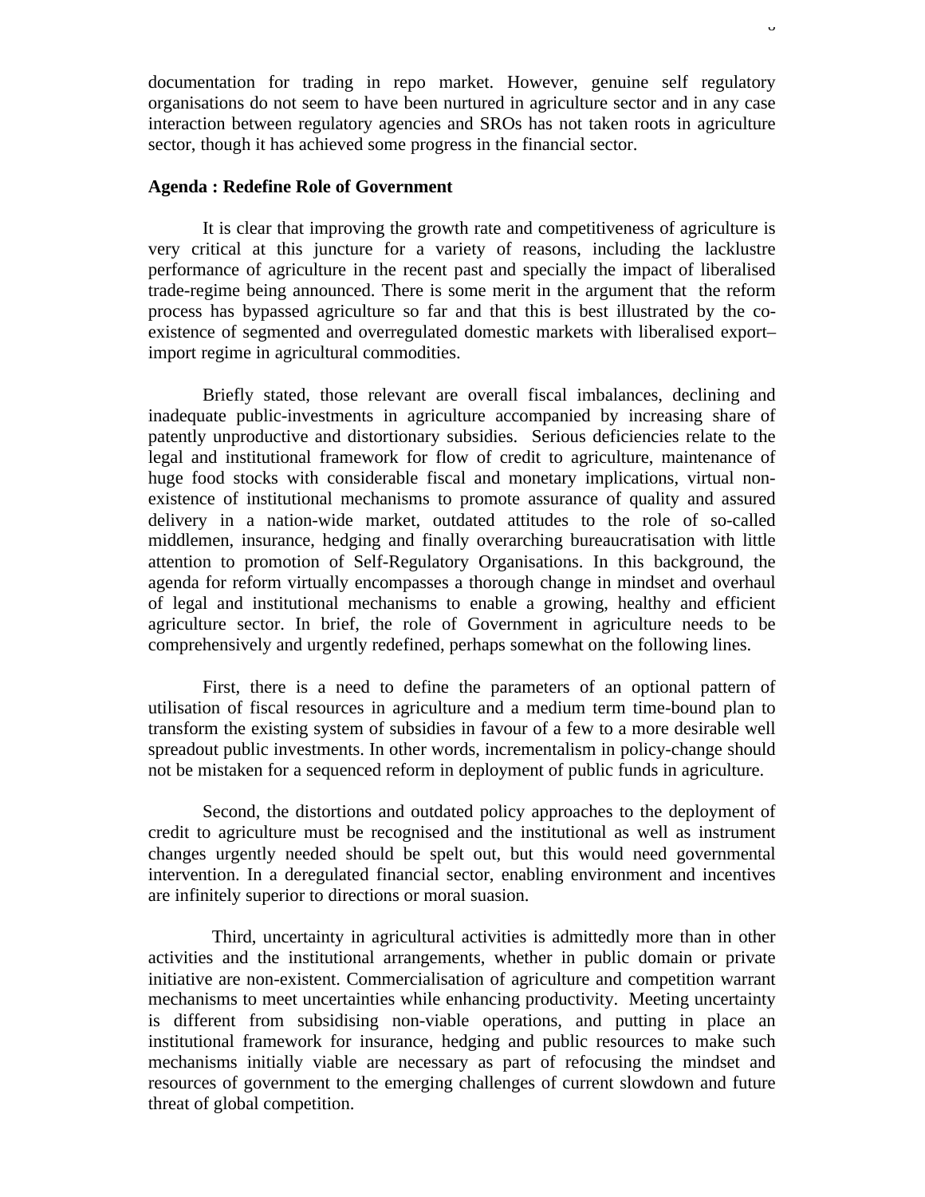documentation for trading in repo market. However, genuine self regulatory organisations do not seem to have been nurtured in agriculture sector and in any case interaction between regulatory agencies and SROs has not taken roots in agriculture sector, though it has achieved some progress in the financial sector.

**Agenda : Redefine Role of Government**

It is clear that improving the growth rate and competitiveness of agriculture is very critical at this juncture for a variety of reasons, including the lacklustre performance of agriculture in the recent past and specially the impact of liberalised trade-regime being announced. There is some merit in the argument that the reform process has bypassed agriculture so far and that this is best illustrated by the co-existence of segmented and overregulated domestic markets with liberalised export–import regime in agricultural commodities.

Briefly stated, those relevant are overall fiscal imbalances, declining and inadequate public-investments in agriculture accompanied by increasing share of patently unproductive and distortionary subsidies. Serious deficiencies relate to the legal and institutional framework for flow of credit to agriculture, maintenance of huge food stocks with considerable fiscal and monetary implications, virtual non-existence of institutional mechanisms to promote assurance of quality and assured delivery in a nation-wide market, outdated attitudes to the role of so-called middlemen, insurance, hedging and finally overarching bureaucratisation with little attention to promotion of Self-Regulatory Organisations. In this background, the agenda for reform virtually encompasses a thorough change in mindset and overhaul of legal and institutional mechanisms to enable a growing, healthy and efficient agriculture sector. In brief, the role of Government in agriculture needs to be comprehensively and urgently redefined, perhaps somewhat on the following lines.

First, there is a need to define the parameters of an optional pattern of utilisation of fiscal resources in agriculture and a medium term time-bound plan to transform the existing system of subsidies in favour of a few to a more desirable well spreadout public investments. In other words, incrementalism in policy-change should not be mistaken for a sequenced reform in deployment of public funds in agriculture.

Second, the distortions and outdated policy approaches to the deployment of credit to agriculture must be recognised and the institutional as well as instrument changes urgently needed should be spelt out, but this would need governmental intervention. In a deregulated financial sector, enabling environment and incentives are infinitely superior to directions or moral suasion.

Third, uncertainty in agricultural activities is admittedly more than in other activities and the institutional arrangements, whether in public domain or private initiative are non-existent. Commercialisation of agriculture and competition warrant mechanisms to meet uncertainties while enhancing productivity. Meeting uncertainty is different from subsidising non-viable operations, and putting in place an institutional framework for insurance, hedging and public resources to make such mechanisms initially viable are necessary as part of refocusing the mindset and resources of government to the emerging challenges of current slowdown and future threat of global competition.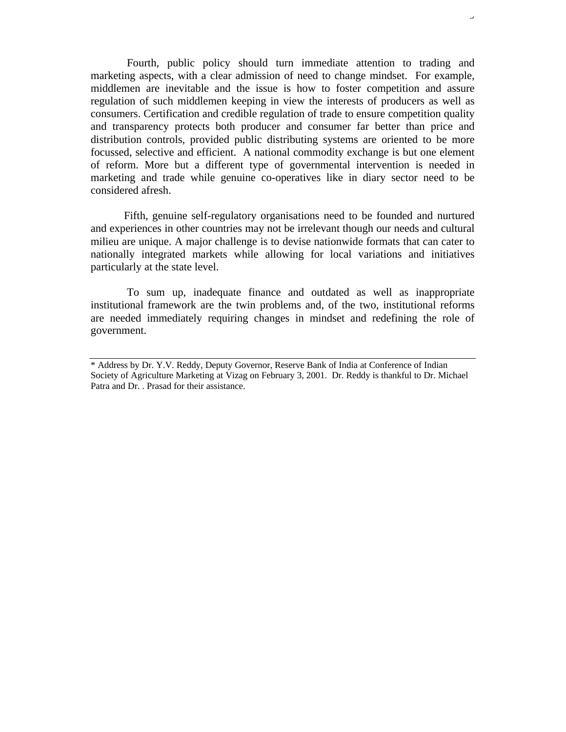Fourth, public policy should turn immediate attention to trading and marketing aspects, with a clear admission of need to change mindset. For example, middlemen are inevitable and the issue is how to foster competition and assure regulation of such middlemen keeping in view the interests of producers as well as consumers. Certification and credible regulation of trade to ensure competition quality and transparency protects both producer and consumer far better than price and distribution controls, provided public distributing systems are oriented to be more focussed, selective and efficient. A national commodity exchange is but one element of reform. More but a different type of governmental intervention is needed in marketing and trade while genuine co-operatives like in diary sector need to be considered afresh.

Fifth, genuine self-regulatory organisations need to be founded and nurtured and experiences in other countries may not be irrelevant though our needs and cultural milieu are unique. A major challenge is to devise nationwide formats that can cater to nationally integrated markets while allowing for local variations and initiatives particularly at the state level.

To sum up, inadequate finance and outdated as well as inappropriate institutional framework are the twin problems and, of the two, institutional reforms are needed immediately requiring changes in mindset and redefining the role of government.

---

* Address by Dr. Y.V. Reddy, Deputy Governor, Reserve Bank of India at Conference of Indian Society of Agriculture Marketing at Vizag on February 3, 2001. Dr. Reddy is thankful to Dr. Michael Patra and Dr. . Prasad for their assistance.